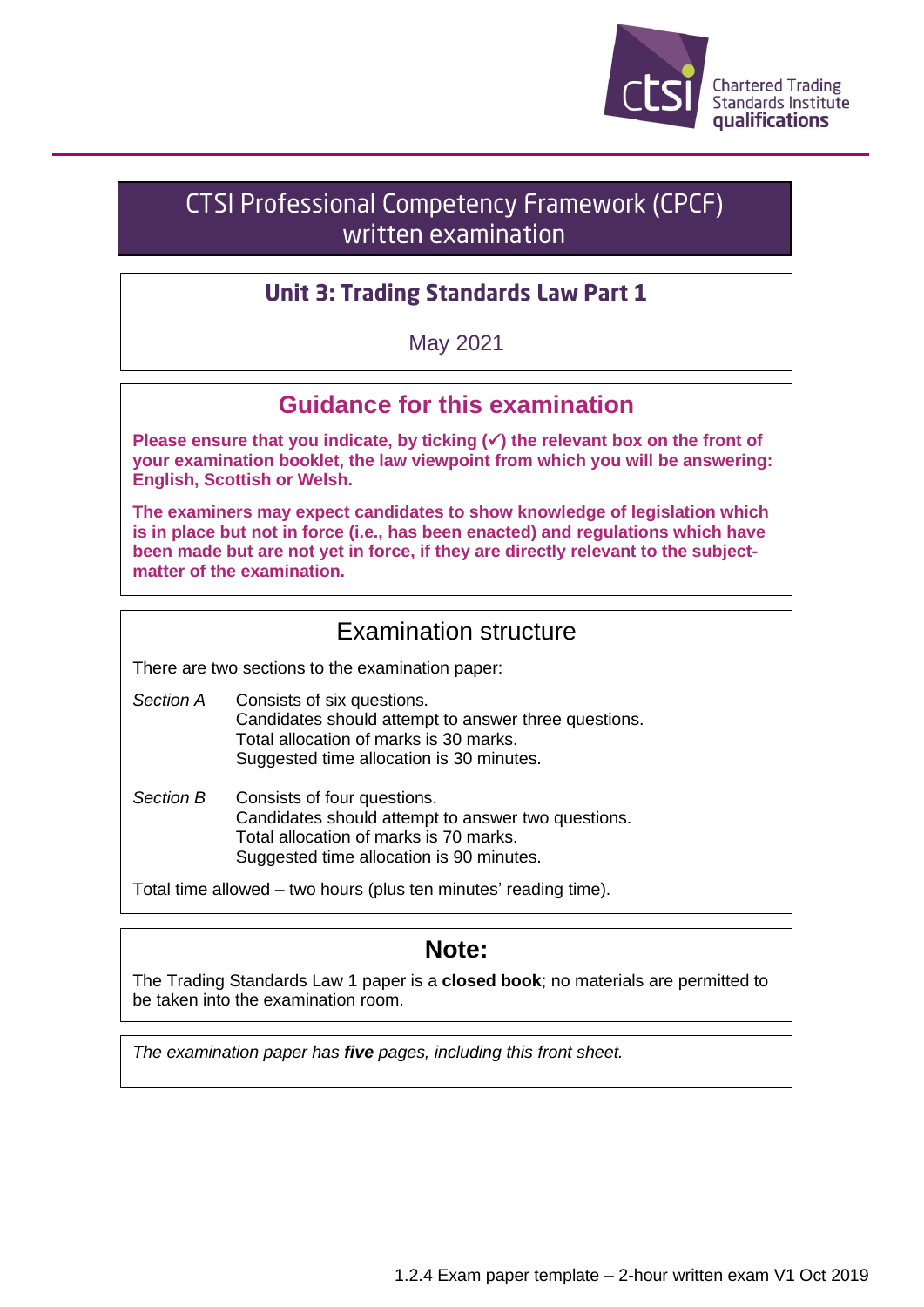Chartered Trading Standards Institute qualifications

# CTSI Professional Competency Framework (CPCF) written examination

## Unit 3: Trading Standards Law Part 1

May 2021

## Guidance for this examination

**Please ensure that you indicate, by ticking (✓) the relevant box on the front of your examination booklet, the law viewpoint from which you will be answering: English, Scottish or Welsh.**

**The examiners may expect candidates to show knowledge of legislation which is in place but not in force (i.e., has been enacted) and regulations which have been made but are not yet in force, if they are directly relevant to the subject-matter of the examination.**

## Examination structure

There are two sections to the examination paper:

*Section A* Consists of six questions.
Candidates should attempt to answer three questions.
Total allocation of marks is 30 marks.
Suggested time allocation is 30 minutes.

*Section B* Consists of four questions.
Candidates should attempt to answer two questions.
Total allocation of marks is 70 marks.
Suggested time allocation is 90 minutes.

Total time allowed – two hours (plus ten minutes' reading time).

## Note:

The Trading Standards Law 1 paper is a **closed book**; no materials are permitted to be taken into the examination room.

*The examination paper has **five** pages, including this front sheet.*

1.2.4 Exam paper template – 2-hour written exam V1 Oct 2019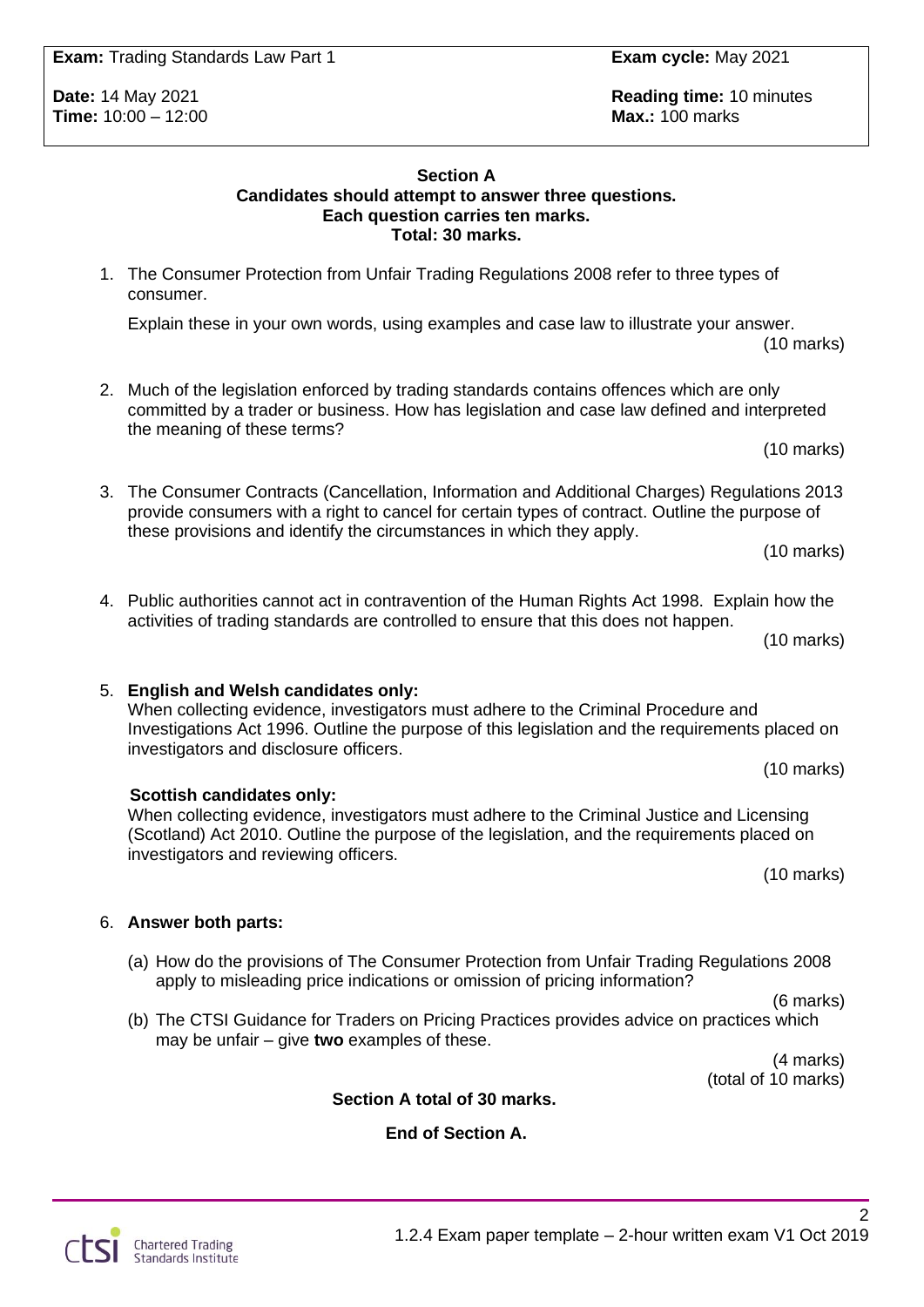**Exam:** Trading Standards Law Part 1 | **Exam cycle:** May 2021

**Date:** 14 May 2021
**Time:** 10:00 – 12:00

**Reading time:** 10 minutes
**Max.:** 100 marks

## Section A

**Candidates should attempt to answer three questions.**
**Each question carries ten marks.**
**Total: 30 marks.**

1. The Consumer Protection from Unfair Trading Regulations 2008 refer to three types of consumer.

   Explain these in your own words, using examples and case law to illustrate your answer.

   (10 marks)

2. Much of the legislation enforced by trading standards contains offences which are only committed by a trader or business. How has legislation and case law defined and interpreted the meaning of these terms?

   (10 marks)

3. The Consumer Contracts (Cancellation, Information and Additional Charges) Regulations 2013 provide consumers with a right to cancel for certain types of contract. Outline the purpose of these provisions and identify the circumstances in which they apply.

   (10 marks)

4. Public authorities cannot act in contravention of the Human Rights Act 1998. Explain how the activities of trading standards are controlled to ensure that this does not happen.

   (10 marks)

5. **English and Welsh candidates only:**
   When collecting evidence, investigators must adhere to the Criminal Procedure and Investigations Act 1996. Outline the purpose of this legislation and the requirements placed on investigators and disclosure officers.

   (10 marks)

   **Scottish candidates only:**
   When collecting evidence, investigators must adhere to the Criminal Justice and Licensing (Scotland) Act 2010. Outline the purpose of the legislation, and the requirements placed on investigators and reviewing officers.

   (10 marks)

6. **Answer both parts:**

   (a) How do the provisions of The Consumer Protection from Unfair Trading Regulations 2008 apply to misleading price indications or omission of pricing information?

   (6 marks)

   (b) The CTSI Guidance for Traders on Pricing Practices provides advice on practices which may be unfair – give **two** examples of these.

   (4 marks)
   (total of 10 marks)

**Section A total of 30 marks.**

**End of Section A.**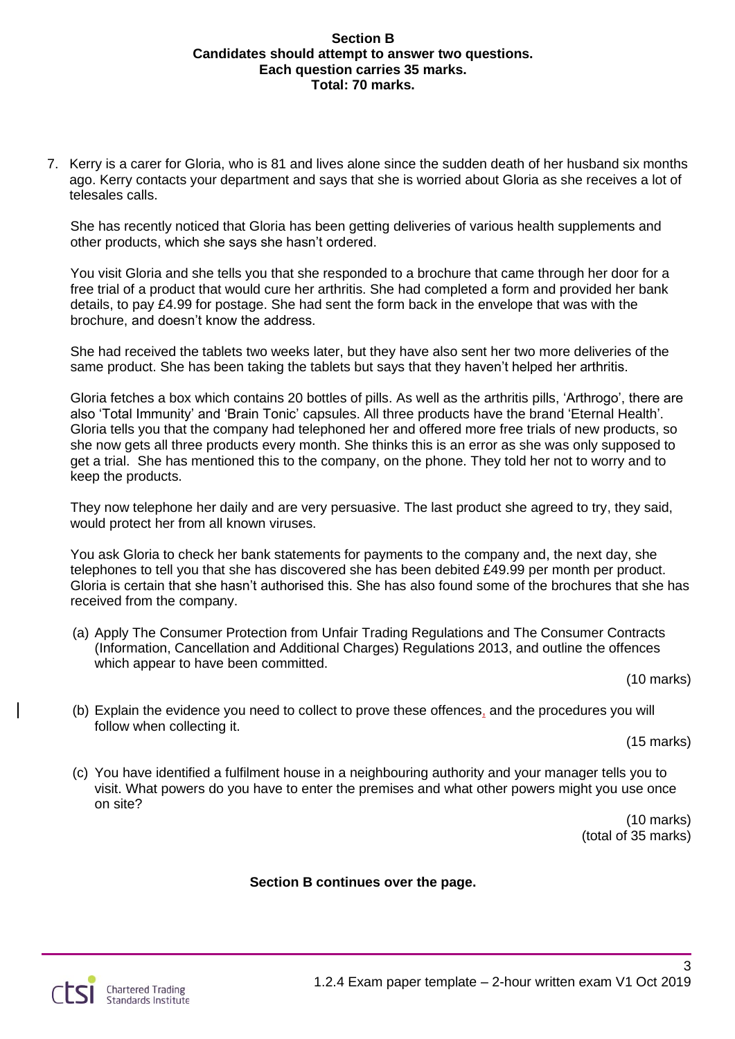**Section B**
**Candidates should attempt to answer two questions.**
**Each question carries 35 marks.**
**Total: 70 marks.**

7. Kerry is a carer for Gloria, who is 81 and lives alone since the sudden death of her husband six months ago. Kerry contacts your department and says that she is worried about Gloria as she receives a lot of telesales calls.

   She has recently noticed that Gloria has been getting deliveries of various health supplements and other products, which she says she hasn't ordered.

   You visit Gloria and she tells you that she responded to a brochure that came through her door for a free trial of a product that would cure her arthritis. She had completed a form and provided her bank details, to pay £4.99 for postage. She had sent the form back in the envelope that was with the brochure, and doesn't know the address.

   She had received the tablets two weeks later, but they have also sent her two more deliveries of the same product. She has been taking the tablets but says that they haven't helped her arthritis.

   Gloria fetches a box which contains 20 bottles of pills. As well as the arthritis pills, 'Arthrogo', there are also 'Total Immunity' and 'Brain Tonic' capsules. All three products have the brand 'Eternal Health'. Gloria tells you that the company had telephoned her and offered more free trials of new products, so she now gets all three products every month. She thinks this is an error as she was only supposed to get a trial. She has mentioned this to the company, on the phone. They told her not to worry and to keep the products.

   They now telephone her daily and are very persuasive. The last product she agreed to try, they said, would protect her from all known viruses.

   You ask Gloria to check her bank statements for payments to the company and, the next day, she telephones to tell you that she has discovered she has been debited £49.99 per month per product. Gloria is certain that she hasn't authorised this. She has also found some of the brochures that she has received from the company.

   (a) Apply The Consumer Protection from Unfair Trading Regulations and The Consumer Contracts (Information, Cancellation and Additional Charges) Regulations 2013, and outline the offences which appear to have been committed.

   (10 marks)

   (b) Explain the evidence you need to collect to prove these offences, and the procedures you will follow when collecting it.

   (15 marks)

   (c) You have identified a fulfilment house in a neighbouring authority and your manager tells you to visit. What powers do you have to enter the premises and what other powers might you use once on site?

   (10 marks)
   (total of 35 marks)

**Section B continues over the page.**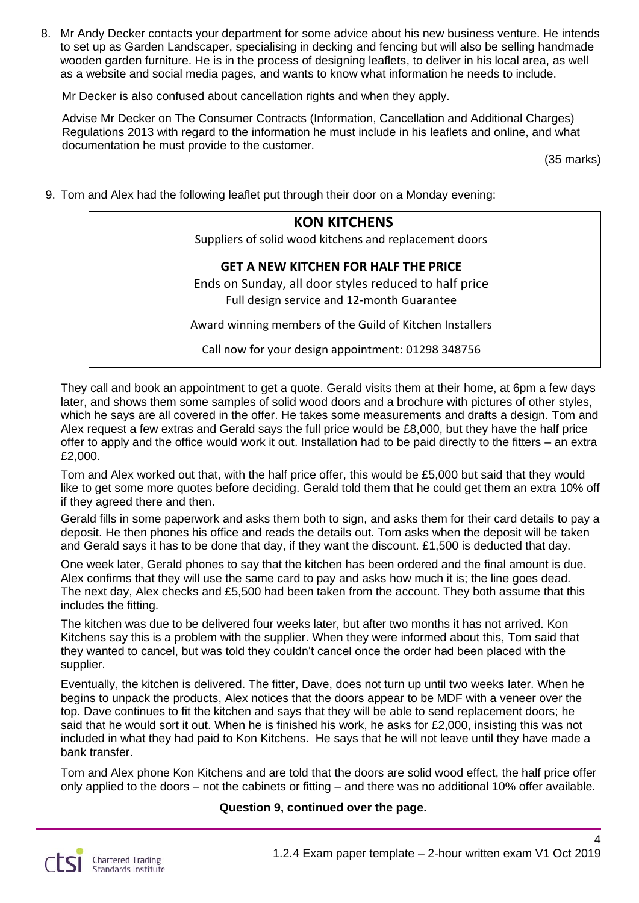8. Mr Andy Decker contacts your department for some advice about his new business venture. He intends to set up as Garden Landscaper, specialising in decking and fencing but will also be selling handmade wooden garden furniture. He is in the process of designing leaflets, to deliver in his local area, as well as a website and social media pages, and wants to know what information he needs to include.

   Mr Decker is also confused about cancellation rights and when they apply.

   Advise Mr Decker on The Consumer Contracts (Information, Cancellation and Additional Charges) Regulations 2013 with regard to the information he must include in his leaflets and online, and what documentation he must provide to the customer.

   (35 marks)

9. Tom and Alex had the following leaflet put through their door on a Monday evening:

> **KON KITCHENS**
>
> Suppliers of solid wood kitchens and replacement doors
>
> **GET A NEW KITCHEN FOR HALF THE PRICE**
>
> Ends on Sunday, all door styles reduced to half price
>
> Full design service and 12-month Guarantee
>
> Award winning members of the Guild of Kitchen Installers
>
> Call now for your design appointment: 01298 348756

   They call and book an appointment to get a quote. Gerald visits them at their home, at 6pm a few days later, and shows them some samples of solid wood doors and a brochure with pictures of other styles, which he says are all covered in the offer. He takes some measurements and drafts a design. Tom and Alex request a few extras and Gerald says the full price would be £8,000, but they have the half price offer to apply and the office would work it out. Installation had to be paid directly to the fitters – an extra £2,000.

   Tom and Alex worked out that, with the half price offer, this would be £5,000 but said that they would like to get some more quotes before deciding. Gerald told them that he could get them an extra 10% off if they agreed there and then.

   Gerald fills in some paperwork and asks them both to sign, and asks them for their card details to pay a deposit. He then phones his office and reads the details out. Tom asks when the deposit will be taken and Gerald says it has to be done that day, if they want the discount. £1,500 is deducted that day.

   One week later, Gerald phones to say that the kitchen has been ordered and the final amount is due. Alex confirms that they will use the same card to pay and asks how much it is; the line goes dead. The next day, Alex checks and £5,500 had been taken from the account. They both assume that this includes the fitting.

   The kitchen was due to be delivered four weeks later, but after two months it has not arrived. Kon Kitchens say this is a problem with the supplier. When they were informed about this, Tom said that they wanted to cancel, but was told they couldn't cancel once the order had been placed with the supplier.

   Eventually, the kitchen is delivered. The fitter, Dave, does not turn up until two weeks later. When he begins to unpack the products, Alex notices that the doors appear to be MDF with a veneer over the top. Dave continues to fit the kitchen and says that they will be able to send replacement doors; he said that he would sort it out. When he is finished his work, he asks for £2,000, insisting this was not included in what they had paid to Kon Kitchens. He says that he will not leave until they have made a bank transfer.

   Tom and Alex phone Kon Kitchens and are told that the doors are solid wood effect, the half price offer only applied to the doors – not the cabinets or fitting – and there was no additional 10% offer available.

**Question 9, continued over the page.**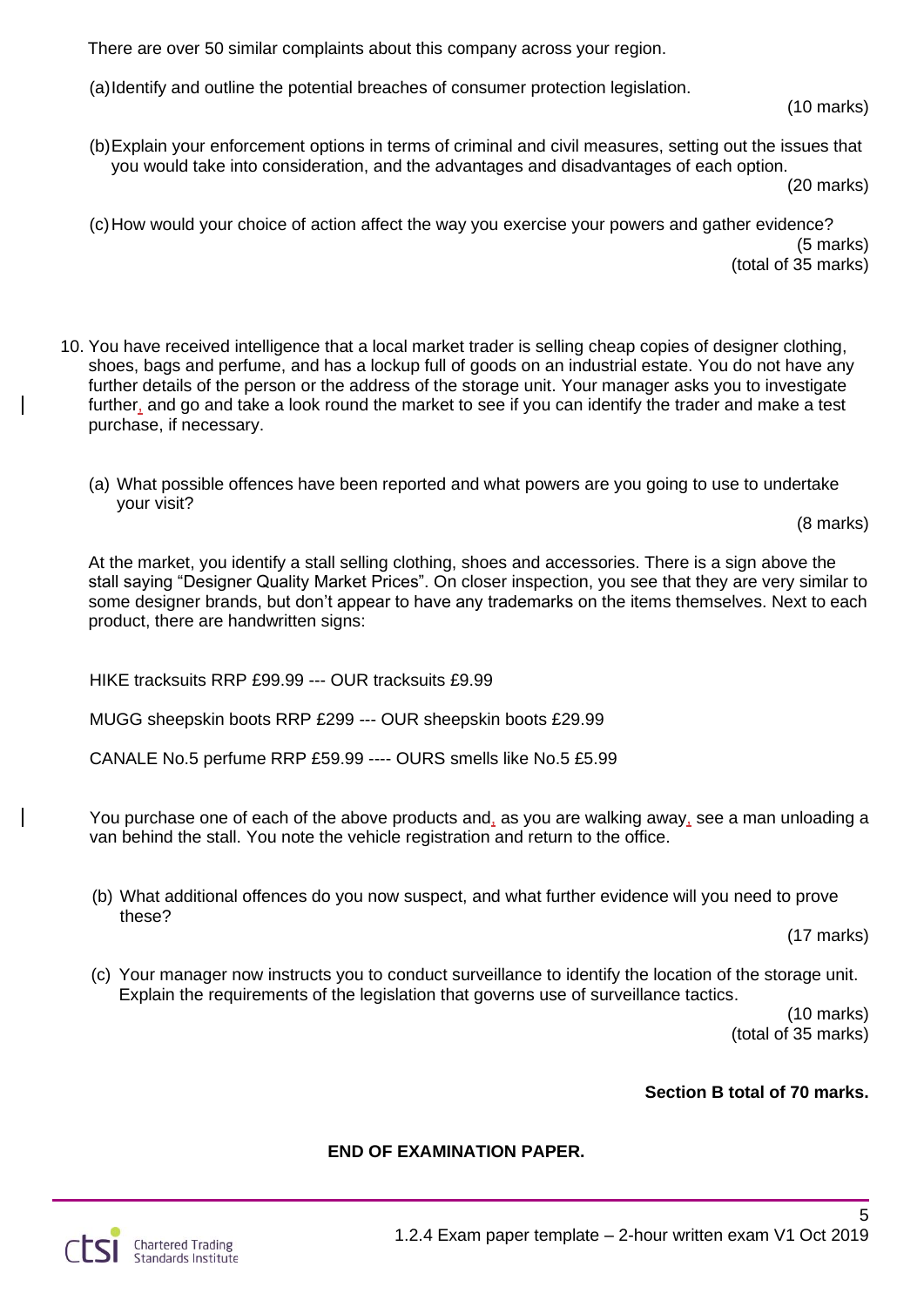There are over 50 similar complaints about this company across your region.

(a) Identify and outline the potential breaches of consumer protection legislation.

(10 marks)

(b) Explain your enforcement options in terms of criminal and civil measures, setting out the issues that you would take into consideration, and the advantages and disadvantages of each option.

(20 marks)

(c) How would your choice of action affect the way you exercise your powers and gather evidence?

(5 marks)

(total of 35 marks)

10. You have received intelligence that a local market trader is selling cheap copies of designer clothing, shoes, bags and perfume, and has a lockup full of goods on an industrial estate. You do not have any further details of the person or the address of the storage unit. Your manager asks you to investigate further, and go and take a look round the market to see if you can identify the trader and make a test purchase, if necessary.

   (a) What possible offences have been reported and what powers are you going to use to undertake your visit?

   (8 marks)

   At the market, you identify a stall selling clothing, shoes and accessories. There is a sign above the stall saying "Designer Quality Market Prices". On closer inspection, you see that they are very similar to some designer brands, but don't appear to have any trademarks on the items themselves. Next to each product, there are handwritten signs:

   HIKE tracksuits RRP £99.99 --- OUR tracksuits £9.99

   MUGG sheepskin boots RRP £299 --- OUR sheepskin boots £29.99

   CANALE No.5 perfume RRP £59.99 ---- OURS smells like No.5 £5.99

   You purchase one of each of the above products and, as you are walking away, see a man unloading a van behind the stall. You note the vehicle registration and return to the office.

   (b) What additional offences do you now suspect, and what further evidence will you need to prove these?

   (17 marks)

   (c) Your manager now instructs you to conduct surveillance to identify the location of the storage unit. Explain the requirements of the legislation that governs use of surveillance tactics.

   (10 marks)

   (total of 35 marks)

**Section B total of 70 marks.**

**END OF EXAMINATION PAPER.**